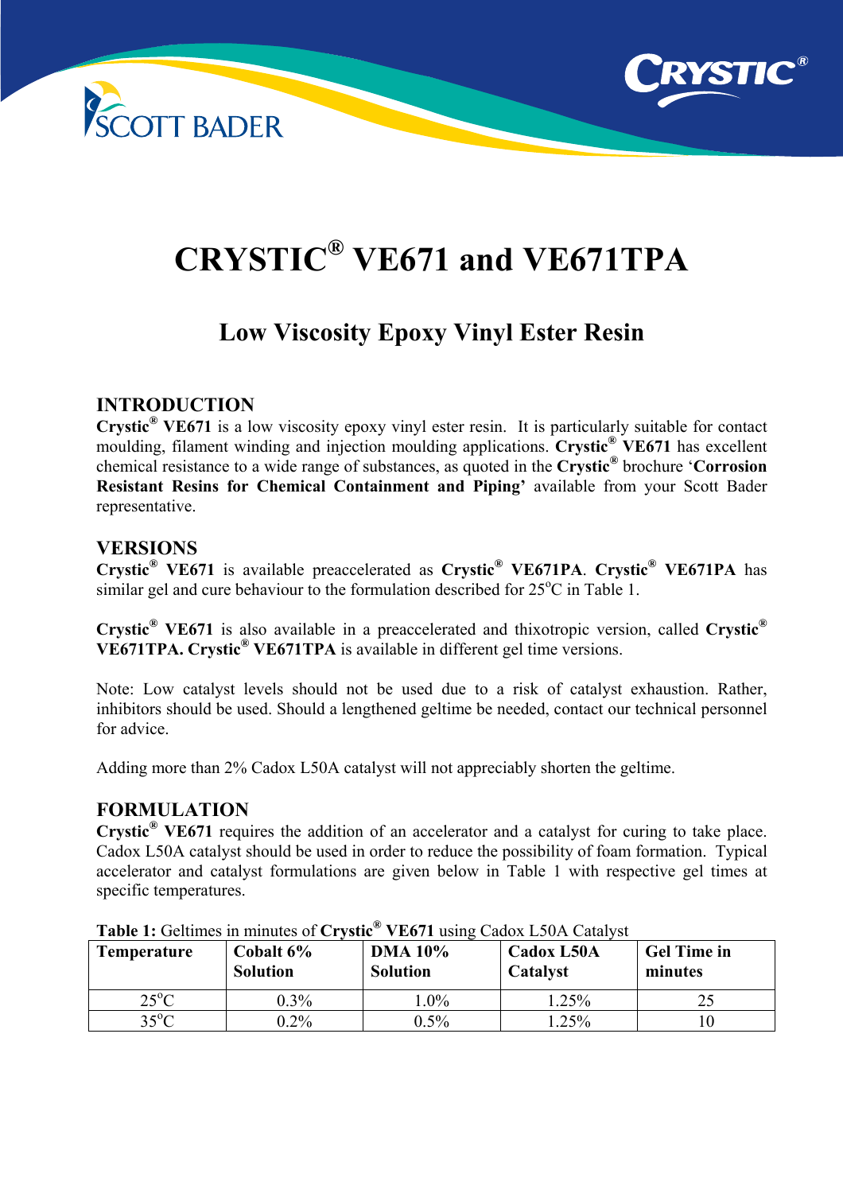# CRYSTIC® VE671 and VE671TPA

## Low Viscosity Epoxy Vinyl Ester Resin

### INTRODUCTION

**Crystic® VE671** is a low viscosity epoxy vinyl ester resin. It is particularly suitable for contact moulding, filament winding and injection moulding applications. **Crystic® VE671** has excellent chemical resistance to a wide range of substances, as quoted in the **Crystic®** brochure '**Corrosion Resistant Resins for Chemical Containment and Piping'** available from your Scott Bader representative.

### VERSIONS

**Crystic® VE671** is available preaccelerated as **Crystic® VE671PA**. **Crystic® VE671PA** has similar gel and cure behaviour to the formulation described for 25°C in Table 1.

**Crystic® VE671** is also available in a preaccelerated and thixotropic version, called **Crystic® VE671TPA. Crystic® VE671TPA** is available in different gel time versions.

Note: Low catalyst levels should not be used due to a risk of catalyst exhaustion. Rather, inhibitors should be used. Should a lengthened geltime be needed, contact our technical personnel for advice.

Adding more than 2% Cadox L50A catalyst will not appreciably shorten the geltime.

### FORMULATION

**Crystic® VE671** requires the addition of an accelerator and a catalyst for curing to take place. Cadox L50A catalyst should be used in order to reduce the possibility of foam formation. Typical accelerator and catalyst formulations are given below in Table 1 with respective gel times at specific temperatures.

**Table 1:** Geltimes in minutes of **Crystic® VE671** using Cadox L50A Catalyst

| Temperature | Cobalt 6% Solution | DMA 10% Solution | Cadox L50A Catalyst | Gel Time in minutes |
|---|---|---|---|---|
| 25°C | 0.3% | 1.0% | 1.25% | 25 |
| 35°C | 0.2% | 0.5% | 1.25% | 10 |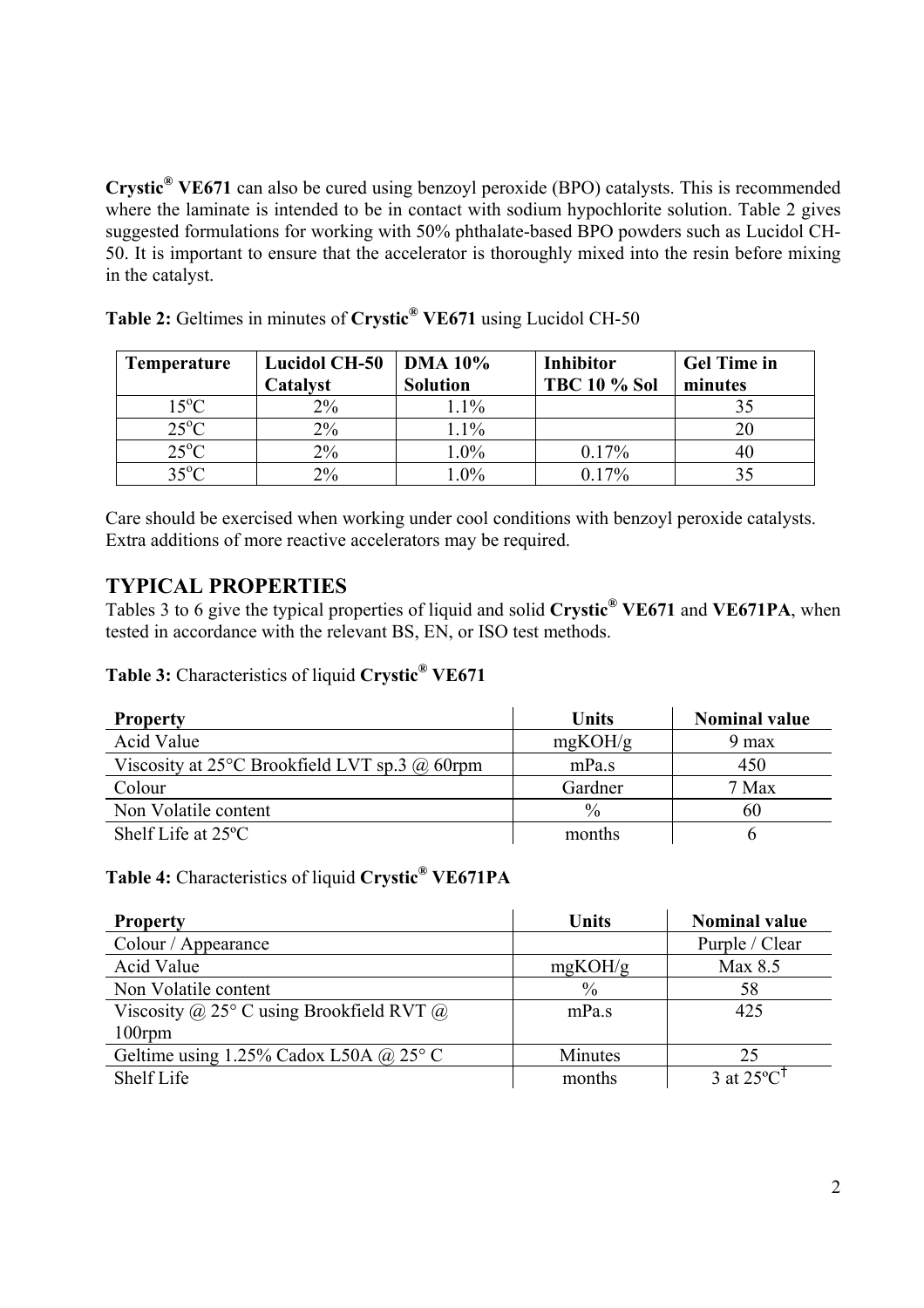**Crystic® VE671** can also be cured using benzoyl peroxide (BPO) catalysts. This is recommended where the laminate is intended to be in contact with sodium hypochlorite solution. Table 2 gives suggested formulations for working with 50% phthalate-based BPO powders such as Lucidol CH-50. It is important to ensure that the accelerator is thoroughly mixed into the resin before mixing in the catalyst.

**Table 2:** Geltimes in minutes of **Crystic® VE671** using Lucidol CH-50

| Temperature | Lucidol CH-50 Catalyst | DMA 10% Solution | Inhibitor TBC 10 % Sol | Gel Time in minutes |
|---|---|---|---|---|
| 15°C | 2% | 1.1% | | 35 |
| 25°C | 2% | 1.1% | | 20 |
| 25°C | 2% | 1.0% | 0.17% | 40 |
| 35°C | 2% | 1.0% | 0.17% | 35 |

Care should be exercised when working under cool conditions with benzoyl peroxide catalysts. Extra additions of more reactive accelerators may be required.

## TYPICAL PROPERTIES

Tables 3 to 6 give the typical properties of liquid and solid **Crystic® VE671** and **VE671PA**, when tested in accordance with the relevant BS, EN, or ISO test methods.

**Table 3:** Characteristics of liquid **Crystic® VE671**

| Property | Units | Nominal value |
|---|---|---|
| Acid Value | mgKOH/g | 9 max |
| Viscosity at 25°C Brookfield LVT sp.3 @ 60rpm | mPa.s | 450 |
| Colour | Gardner | 7 Max |
| Non Volatile content | % | 60 |
| Shelf Life at 25ºC | months | 6 |

**Table 4:** Characteristics of liquid **Crystic® VE671PA**

| Property | Units | Nominal value |
|---|---|---|
| Colour / Appearance | | Purple / Clear |
| Acid Value | mgKOH/g | Max 8.5 |
| Non Volatile content | % | 58 |
| Viscosity @ 25° C using Brookfield RVT @ 100rpm | mPa.s | 425 |
| Geltime using 1.25% Cadox L50A @ 25° C | Minutes | 25 |
| Shelf Life | months | 3 at 25ºC† |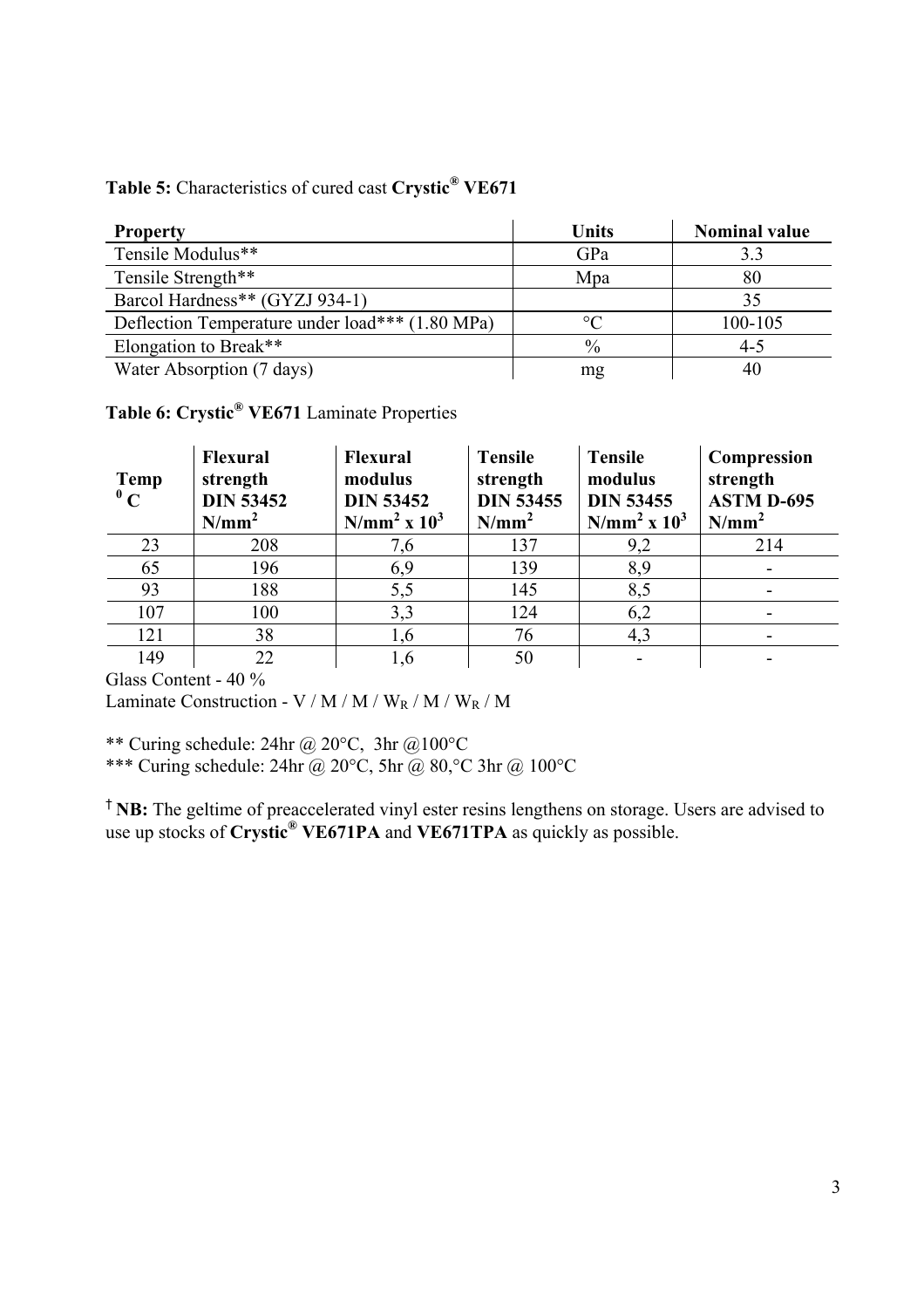**Table 5:** Characteristics of cured cast **Crystic® VE671**

| Property | Units | Nominal value |
|---|---|---|
| Tensile Modulus** | GPa | 3.3 |
| Tensile Strength** | Mpa | 80 |
| Barcol Hardness** (GYZJ 934-1) | | 35 |
| Deflection Temperature under load*** (1.80 MPa) | °C | 100-105 |
| Elongation to Break** | % | 4-5 |
| Water Absorption (7 days) | mg | 40 |

**Table 6: Crystic® VE671** Laminate Properties

| **Temp $^0$C** | **Flexural strength DIN 53452 N/mm$^2$** | **Flexural modulus DIN 53452 N/mm$^2$ x 10$^3$** | **Tensile strength DIN 53455 N/mm$^2$** | **Tensile modulus DIN 53455 N/mm$^2$ x 10$^3$** | **Compression strength ASTM D-695 N/mm$^2$** |
|---|---|---|---|---|---|
| 23 | 208 | 7,6 | 137 | 9,2 | 214 |
| 65 | 196 | 6,9 | 139 | 8,9 | - |
| 93 | 188 | 5,5 | 145 | 8,5 | - |
| 107 | 100 | 3,3 | 124 | 6,2 | - |
| 121 | 38 | 1,6 | 76 | 4,3 | - |
| 149 | 22 | 1,6 | 50 | - | - |

Glass Content - 40 %

Laminate Construction - V / M / M / $W_R$ / M / $W_R$ / M

** Curing schedule: 24hr @ 20°C, 3hr @100°C

*** Curing schedule: 24hr @ 20°C, 5hr @ 80,°C 3hr @ 100°C

† **NB:** The geltime of preaccelerated vinyl ester resins lengthens on storage. Users are advised to use up stocks of **Crystic® VE671PA** and **VE671TPA** as quickly as possible.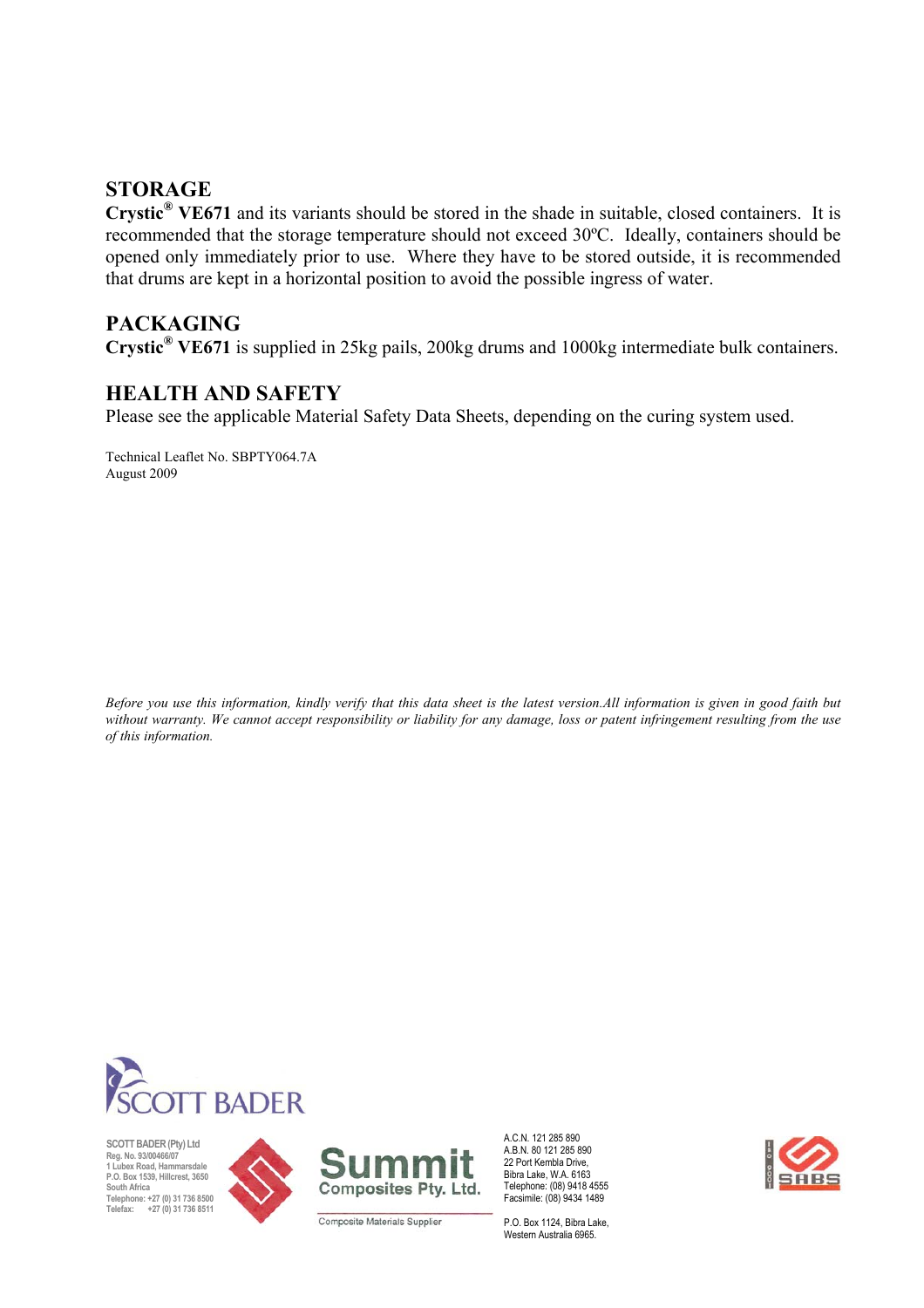## STORAGE

**Crystic® VE671** and its variants should be stored in the shade in suitable, closed containers. It is recommended that the storage temperature should not exceed 30ºC. Ideally, containers should be opened only immediately prior to use. Where they have to be stored outside, it is recommended that drums are kept in a horizontal position to avoid the possible ingress of water.

## PACKAGING

**Crystic® VE671** is supplied in 25kg pails, 200kg drums and 1000kg intermediate bulk containers.

## HEALTH AND SAFETY

Please see the applicable Material Safety Data Sheets, depending on the curing system used.

Technical Leaflet No. SBPTY064.7A
August 2009

*Before you use this information, kindly verify that this data sheet is the latest version.All information is given in good faith but without warranty. We cannot accept responsibility or liability for any damage, loss or patent infringement resulting from the use of this information.*

SCOTT BADER

SCOTT BADER (Pty) Ltd
Reg. No. 93/00466/07
1 Lubex Road, Hammarsdale
P.O. Box 1539, Hillcrest, 3650
South Africa
Telephone: +27 (0) 31 736 8500
Telefax: +27 (0) 31 736 8511

Summit Composites Pty. Ltd.
Composite Materials Supplier

A.C.N. 121 285 890
A.B.N. 80 121 285 890
22 Port Kembla Drive,
Bibra Lake, W.A. 6163
Telephone: (08) 9418 4555
Facsimile: (08) 9434 1489

P.O. Box 1124, Bibra Lake,
Western Australia 6965.

ISO 9001 SABS